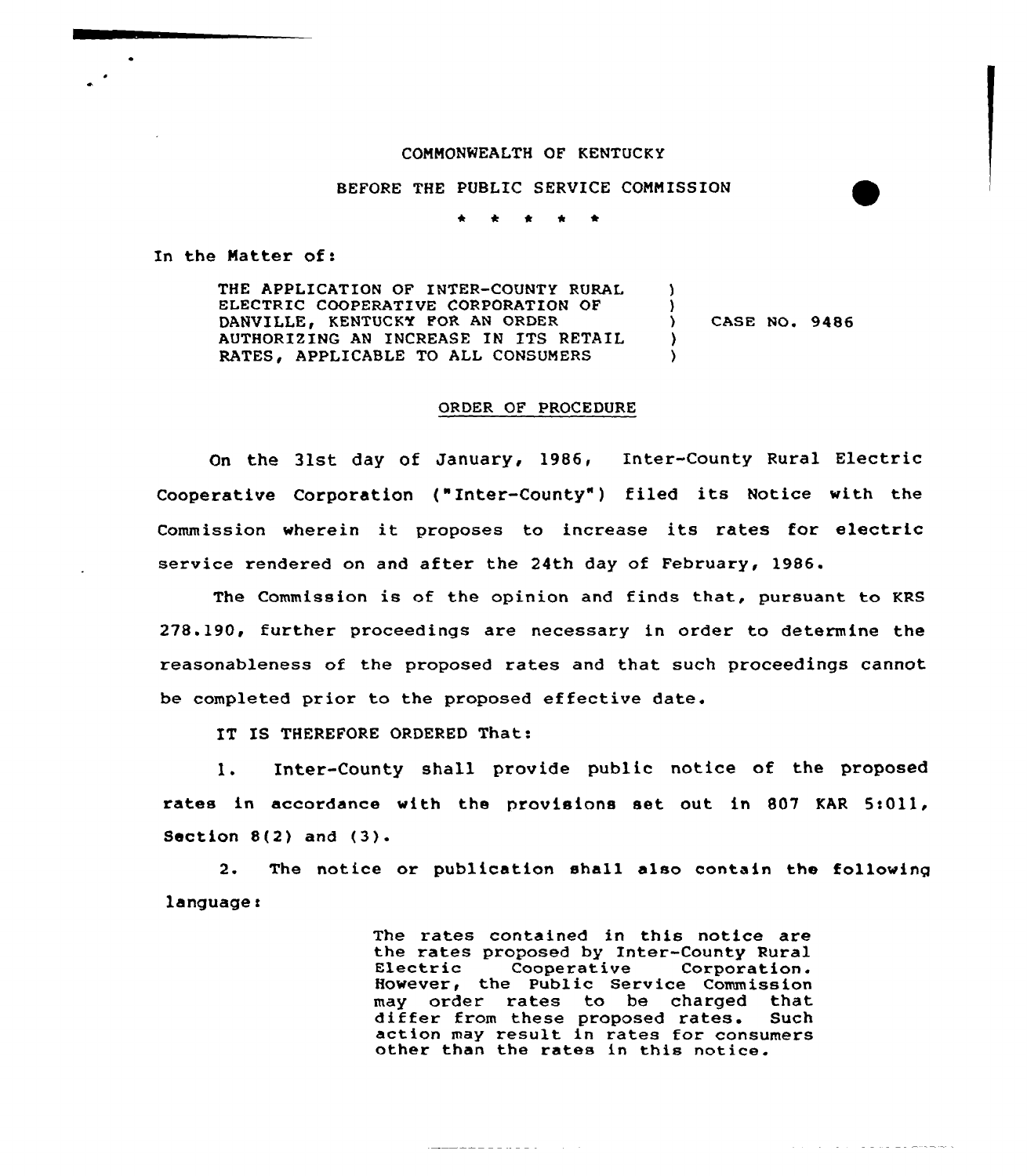COMMONWEALTH OF KENTUCKY

BEFORE THE PUBLIC SERVICE COMMISSION

\* \* \* \* \*

In the Matter of:

| | | |
|---|---|---|
| THE APPLICATION OF INTER-COUNTY RURAL ELECTRIC COOPERATIVE CORPORATION OF DANVILLE, KENTUCKY FOR AN ORDER AUTHORIZING AN INCREASE IN ITS RETAIL RATES, APPLICABLE TO ALL CONSUMERS | ) | CASE NO. 9486 |

ORDER OF PROCEDURE

On the 31st day of January, 1986, Inter-County Rural Electric Cooperative Corporation ("Inter-County") filed its Notice with the Commission wherein it proposes to increase its rates for electric service rendered on and after the 24th day of February, 1986.

The Commission is of the opinion and finds that, pursuant to KRS 278.190, further proceedings are necessary in order to determine the reasonableness of the proposed rates and that such proceedings cannot be completed prior to the proposed effective date.

IT IS THEREFORE ORDERED That:

1. Inter-County shall provide public notice of the proposed rates in accordance with the provisions set out in 807 KAR 5:011, Section 8(2) and (3).

2. The notice or publication shall also contain the following language:

> The rates contained in this notice are the rates proposed by Inter-County Rural Electric Cooperative Corporation. However, the Public Service Commission may order rates to be charged that differ from these proposed rates. Such action may result in rates for consumers other than the rates in this notice.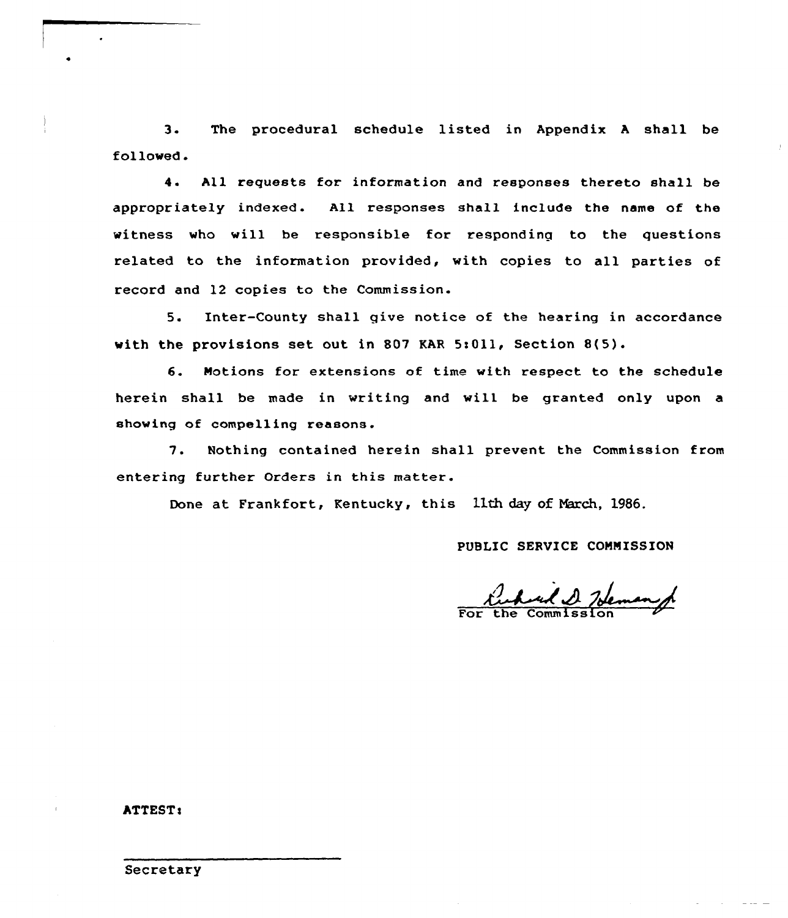3. The procedural schedule listed in Appendix A shall be followed.

4. All requests for information and responses thereto shall be appropriately indexed. All responses shall include the name of the witness who will be responsible for responding to the questions related to the information provided, with copies to all parties of record and 12 copies to the Commission.

5. Inter-County shall give notice of the hearing in accordance with the provisions set out in 807 KAR 5:011, Section 8(5).

6. Motions for extensions of time with respect to the schedule herein shall be made in writing and will be granted only upon a showing of compelling reasons.

7. Nothing contained herein shall prevent the Commission from entering further Orders in this matter.

Done at Frankfort, Kentucky, this 11th day of March, 1986.

PUBLIC SERVICE COMMISSION

For the Commission

ATTEST:

Secretary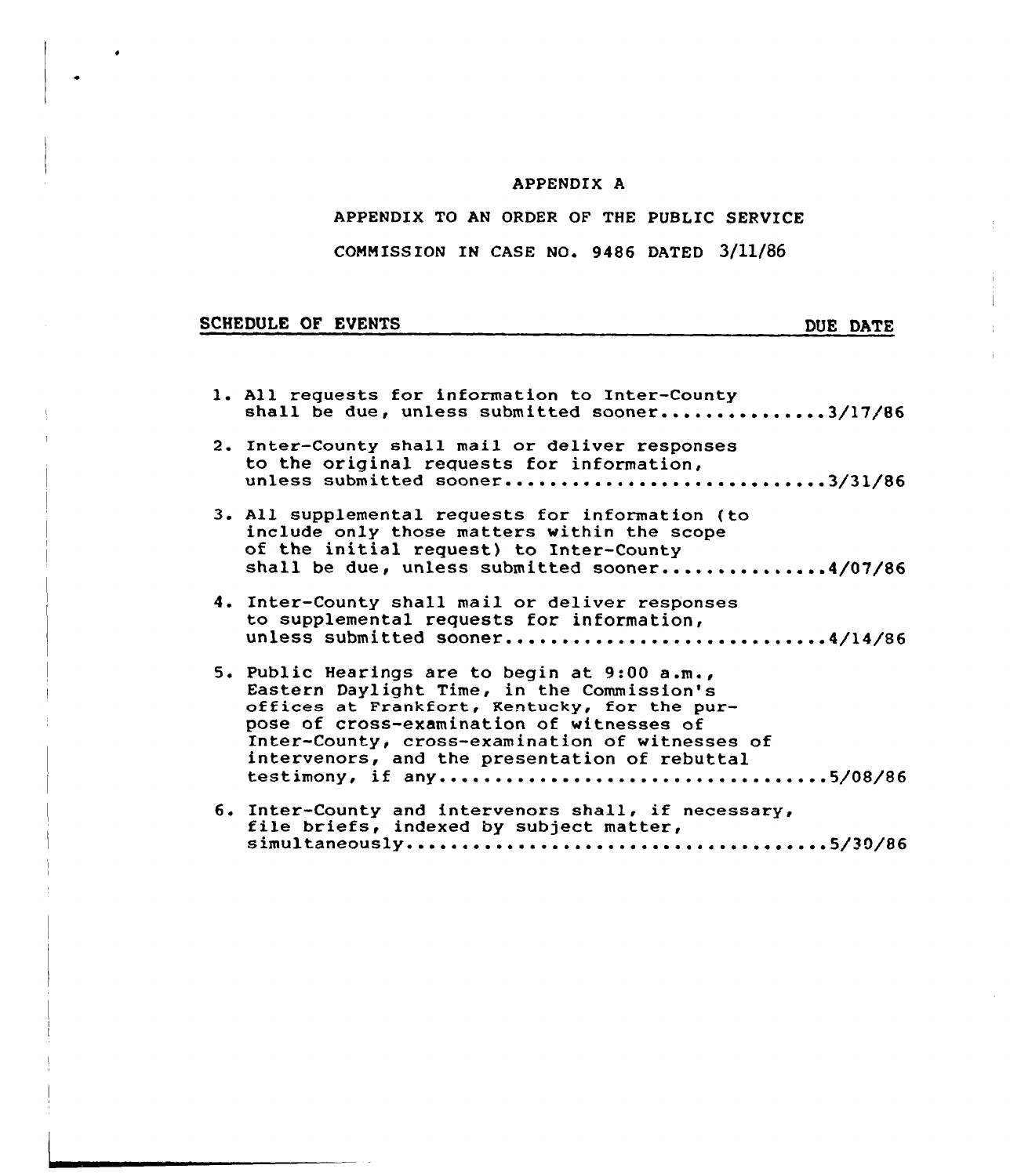APPENDIX A

APPENDIX TO AN ORDER OF THE PUBLIC SERVICE COMMISSION IN CASE NO. 9486 DATED 3/11/86

| SCHEDULE OF EVENTS | DUE DATE |
|---|---|
| 1. All requests for information to Inter-County shall be due, unless submitted sooner | 3/17/86 |
| 2. Inter-County shall mail or deliver responses to the original requests for information, unless submitted sooner | 3/31/86 |
| 3. All supplemental requests for information (to include only those matters within the scope of the initial request) to Inter-County shall be due, unless submitted sooner | 4/07/86 |
| 4. Inter-County shall mail or deliver responses to supplemental requests for information, unless submitted sooner | 4/14/86 |
| 5. Public Hearings are to begin at 9:00 a.m., Eastern Daylight Time, in the Commission's offices at Frankfort, Kentucky, for the purpose of cross-examination of witnesses of Inter-County, cross-examination of witnesses of intervenors, and the presentation of rebuttal testimony, if any | 5/08/86 |
| 6. Inter-County and intervenors shall, if necessary, file briefs, indexed by subject matter, simultaneously | 5/30/86 |